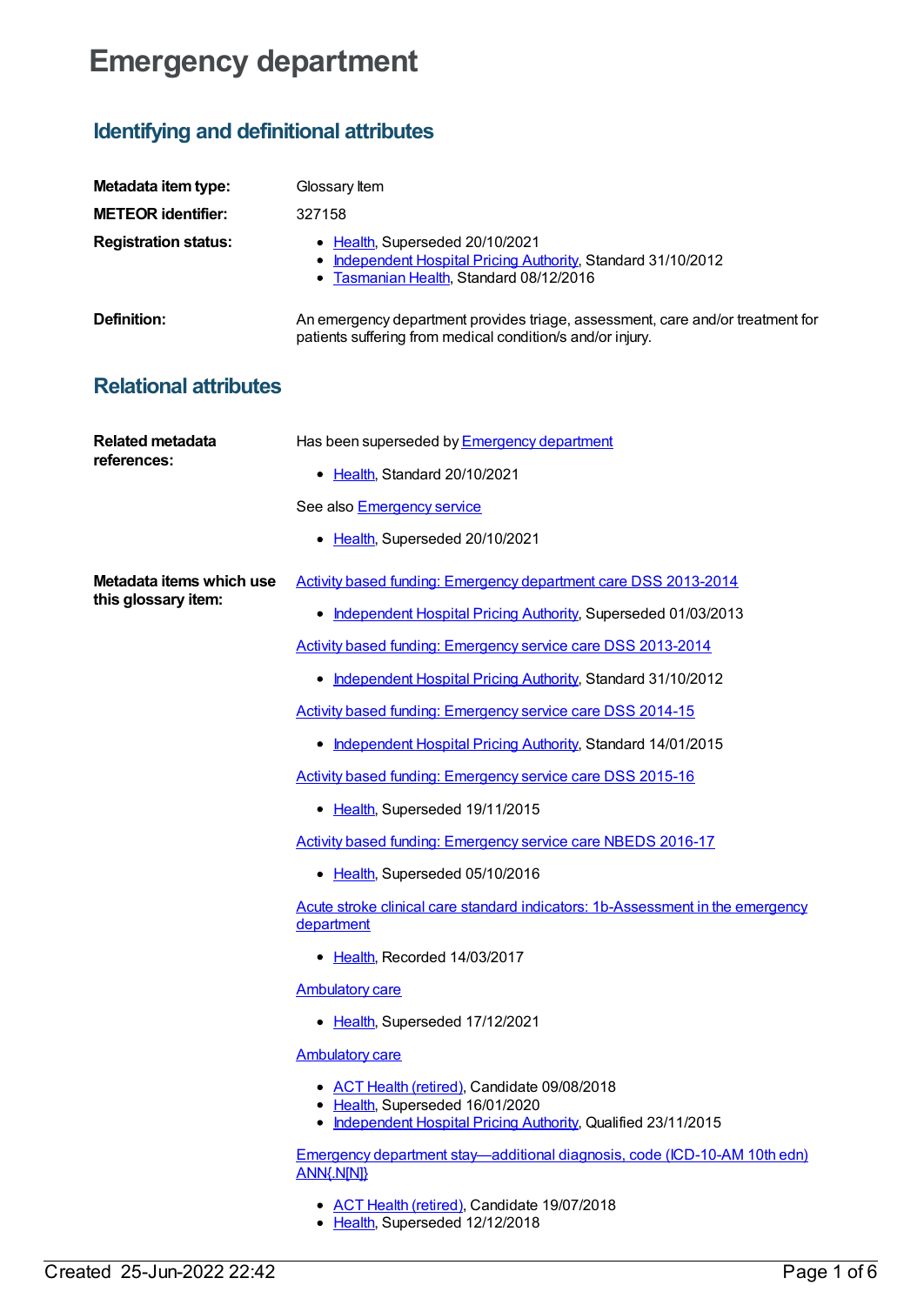# Emergency department

## Identifying and definitional attributes

**Metadata item type:** Glossary Item

**METEOR identifier:** 327158

**Registration status:**

- Health, Superseded 20/10/2021
- Independent Hospital Pricing Authority, Standard 31/10/2012
- Tasmanian Health, Standard 08/12/2016

**Definition:** An emergency department provides triage, assessment, care and/or treatment for patients suffering from medical condition/s and/or injury.

## Relational attributes

**Related metadata references:**

Has been superseded by Emergency department

- Health, Standard 20/10/2021

See also Emergency service

- Health, Superseded 20/10/2021

**Metadata items which use this glossary item:**

Activity based funding: Emergency department care DSS 2013-2014

- Independent Hospital Pricing Authority, Superseded 01/03/2013

Activity based funding: Emergency service care DSS 2013-2014

- Independent Hospital Pricing Authority, Standard 31/10/2012

Activity based funding: Emergency service care DSS 2014-15

- Independent Hospital Pricing Authority, Standard 14/01/2015

Activity based funding: Emergency service care DSS 2015-16

- Health, Superseded 19/11/2015

Activity based funding: Emergency service care NBEDS 2016-17

- Health, Superseded 05/10/2016

Acute stroke clinical care standard indicators: 1b-Assessment in the emergency department

- Health, Recorded 14/03/2017

Ambulatory care

- Health, Superseded 17/12/2021

Ambulatory care

- ACT Health (retired), Candidate 09/08/2018
- Health, Superseded 16/01/2020
- Independent Hospital Pricing Authority, Qualified 23/11/2015

Emergency department stay—additional diagnosis, code (ICD-10-AM 10th edn) ANN{.N[N]}

- ACT Health (retired), Candidate 19/07/2018
- Health, Superseded 12/12/2018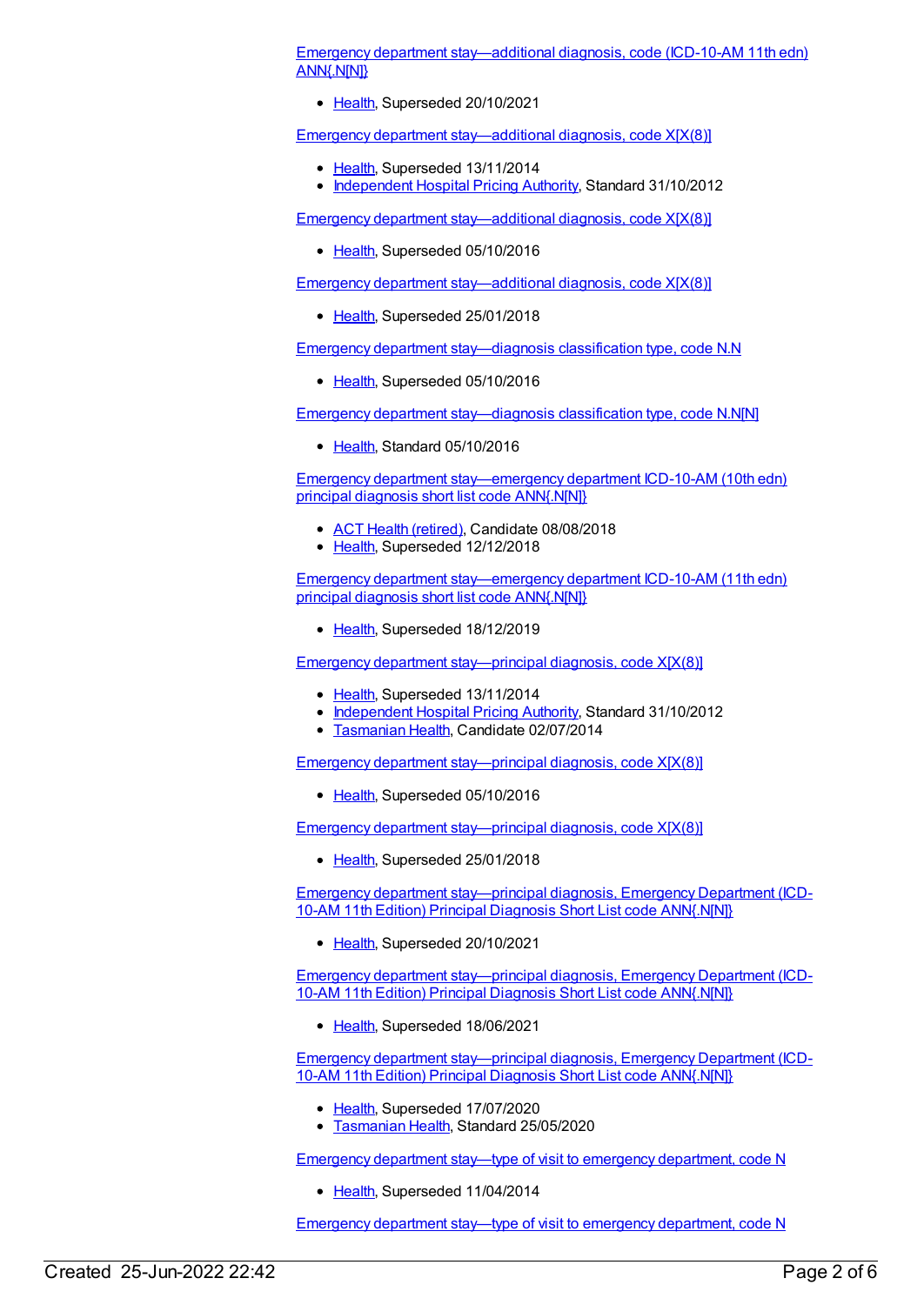Emergency department stay—additional diagnosis, code (ICD-10-AM 11th edn) ANN{.N[N]}

- Health, Superseded 20/10/2021

Emergency department stay—additional diagnosis, code X[X(8)]

- Health, Superseded 13/11/2014
- Independent Hospital Pricing Authority, Standard 31/10/2012

Emergency department stay—additional diagnosis, code X[X(8)]

- Health, Superseded 05/10/2016

Emergency department stay—additional diagnosis, code X[X(8)]

- Health, Superseded 25/01/2018

Emergency department stay—diagnosis classification type, code N.N

- Health, Superseded 05/10/2016

Emergency department stay—diagnosis classification type, code N.N[N]

- Health, Standard 05/10/2016

Emergency department stay—emergency department ICD-10-AM (10th edn) principal diagnosis short list code ANN{.N[N]}

- ACT Health (retired), Candidate 08/08/2018
- Health, Superseded 12/12/2018

Emergency department stay—emergency department ICD-10-AM (11th edn) principal diagnosis short list code ANN{.N[N]}

- Health, Superseded 18/12/2019

Emergency department stay—principal diagnosis, code X[X(8)]

- Health, Superseded 13/11/2014
- Independent Hospital Pricing Authority, Standard 31/10/2012
- Tasmanian Health, Candidate 02/07/2014

Emergency department stay—principal diagnosis, code X[X(8)]

- Health, Superseded 05/10/2016

Emergency department stay—principal diagnosis, code X[X(8)]

- Health, Superseded 25/01/2018

Emergency department stay—principal diagnosis, Emergency Department (ICD-10-AM 11th Edition) Principal Diagnosis Short List code ANN{.N[N]}

- Health, Superseded 20/10/2021

Emergency department stay—principal diagnosis, Emergency Department (ICD-10-AM 11th Edition) Principal Diagnosis Short List code ANN{.N[N]}

- Health, Superseded 18/06/2021

Emergency department stay—principal diagnosis, Emergency Department (ICD-10-AM 11th Edition) Principal Diagnosis Short List code ANN{.N[N]}

- Health, Superseded 17/07/2020
- Tasmanian Health, Standard 25/05/2020

Emergency department stay—type of visit to emergency department, code N

- Health, Superseded 11/04/2014

Emergency department stay—type of visit to emergency department, code N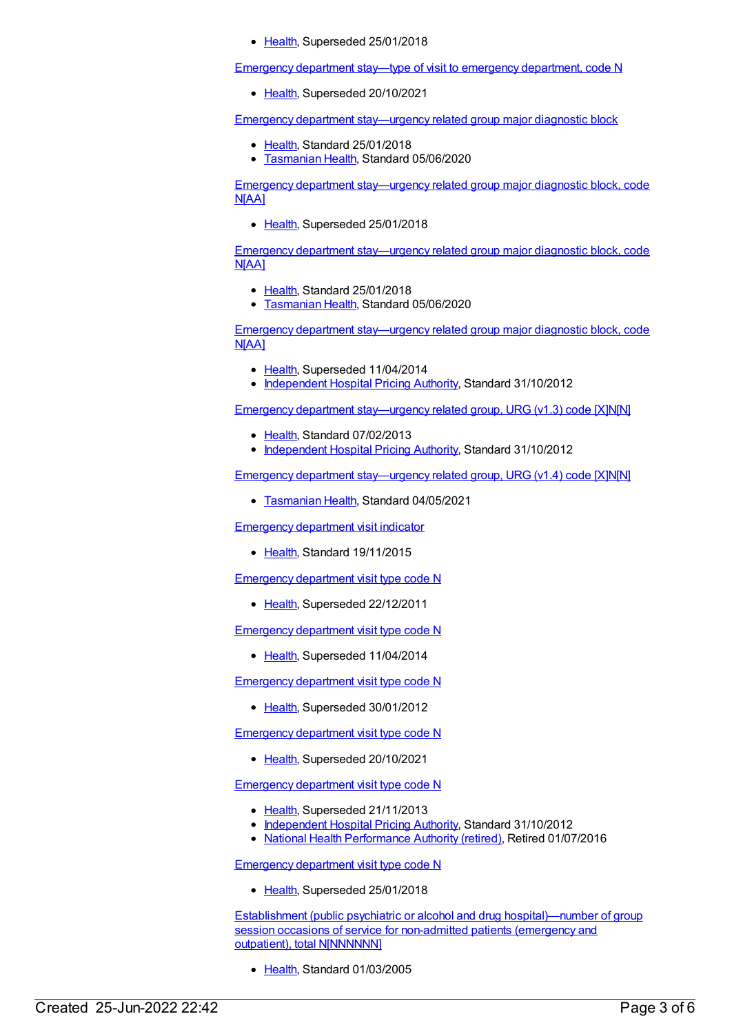- Health, Superseded 25/01/2018

Emergency department stay—type of visit to emergency department, code N

- Health, Superseded 20/10/2021

Emergency department stay—urgency related group major diagnostic block

- Health, Standard 25/01/2018
- Tasmanian Health, Standard 05/06/2020

Emergency department stay—urgency related group major diagnostic block, code N[AA]

- Health, Superseded 25/01/2018

Emergency department stay—urgency related group major diagnostic block, code N[AA]

- Health, Standard 25/01/2018
- Tasmanian Health, Standard 05/06/2020

Emergency department stay—urgency related group major diagnostic block, code N[AA]

- Health, Superseded 11/04/2014
- Independent Hospital Pricing Authority, Standard 31/10/2012

Emergency department stay—urgency related group, URG (v1.3) code [X]N[N]

- Health, Standard 07/02/2013
- Independent Hospital Pricing Authority, Standard 31/10/2012

Emergency department stay—urgency related group, URG (v1.4) code [X]N[N]

- Tasmanian Health, Standard 04/05/2021

Emergency department visit indicator

- Health, Standard 19/11/2015

Emergency department visit type code N

- Health, Superseded 22/12/2011

Emergency department visit type code N

- Health, Superseded 11/04/2014

Emergency department visit type code N

- Health, Superseded 30/01/2012

Emergency department visit type code N

- Health, Superseded 20/10/2021

Emergency department visit type code N

- Health, Superseded 21/11/2013
- Independent Hospital Pricing Authority, Standard 31/10/2012
- National Health Performance Authority (retired), Retired 01/07/2016

Emergency department visit type code N

- Health, Superseded 25/01/2018

Establishment (public psychiatric or alcohol and drug hospital)—number of group session occasions of service for non-admitted patients (emergency and outpatient), total N[NNNNNN]

- Health, Standard 01/03/2005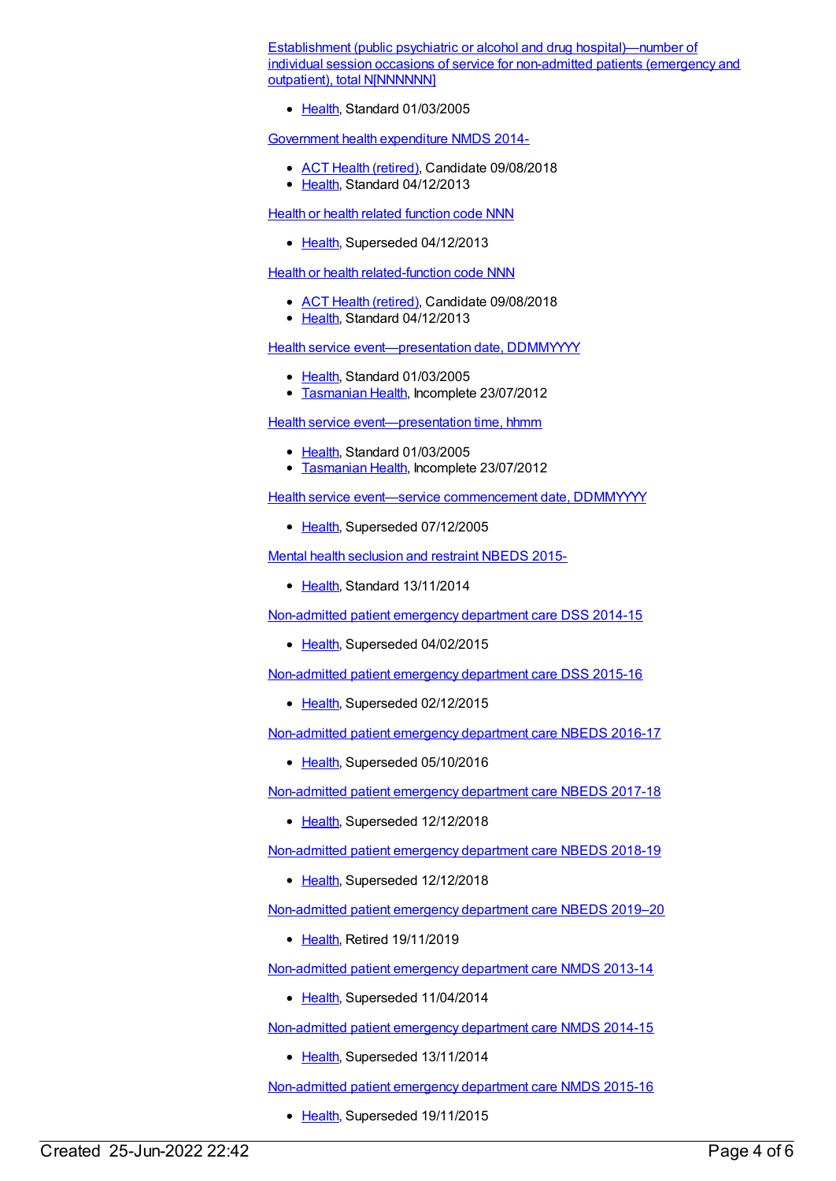Establishment (public psychiatric or alcohol and drug hospital)—number of individual session occasions of service for non-admitted patients (emergency and outpatient), total N[NNNNNN]

- Health, Standard 01/03/2005

Government health expenditure NMDS 2014-

- ACT Health (retired), Candidate 09/08/2018
- Health, Standard 04/12/2013

Health or health related function code NNN

- Health, Superseded 04/12/2013

Health or health related-function code NNN

- ACT Health (retired), Candidate 09/08/2018
- Health, Standard 04/12/2013

Health service event—presentation date, DDMMYYYY

- Health, Standard 01/03/2005
- Tasmanian Health, Incomplete 23/07/2012

Health service event—presentation time, hhmm

- Health, Standard 01/03/2005
- Tasmanian Health, Incomplete 23/07/2012

Health service event—service commencement date, DDMMYYYY

- Health, Superseded 07/12/2005

Mental health seclusion and restraint NBEDS 2015-

- Health, Standard 13/11/2014

Non-admitted patient emergency department care DSS 2014-15

- Health, Superseded 04/02/2015

Non-admitted patient emergency department care DSS 2015-16

- Health, Superseded 02/12/2015

Non-admitted patient emergency department care NBEDS 2016-17

- Health, Superseded 05/10/2016

Non-admitted patient emergency department care NBEDS 2017-18

- Health, Superseded 12/12/2018

Non-admitted patient emergency department care NBEDS 2018-19

- Health, Superseded 12/12/2018

Non-admitted patient emergency department care NBEDS 2019–20

- Health, Retired 19/11/2019

Non-admitted patient emergency department care NMDS 2013-14

- Health, Superseded 11/04/2014

Non-admitted patient emergency department care NMDS 2014-15

- Health, Superseded 13/11/2014

Non-admitted patient emergency department care NMDS 2015-16

- Health, Superseded 19/11/2015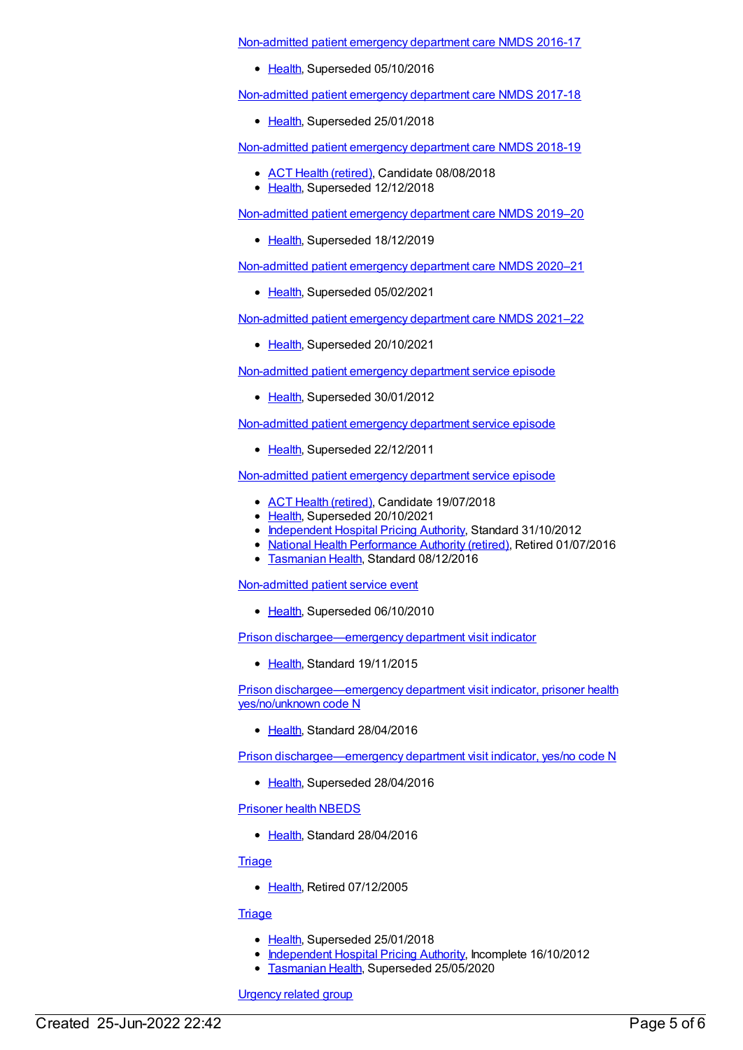Non-admitted patient emergency department care NMDS 2016-17

- Health, Superseded 05/10/2016

Non-admitted patient emergency department care NMDS 2017-18

- Health, Superseded 25/01/2018

Non-admitted patient emergency department care NMDS 2018-19

- ACT Health (retired), Candidate 08/08/2018
- Health, Superseded 12/12/2018

Non-admitted patient emergency department care NMDS 2019–20

- Health, Superseded 18/12/2019

Non-admitted patient emergency department care NMDS 2020–21

- Health, Superseded 05/02/2021

Non-admitted patient emergency department care NMDS 2021–22

- Health, Superseded 20/10/2021

Non-admitted patient emergency department service episode

- Health, Superseded 30/01/2012

Non-admitted patient emergency department service episode

- Health, Superseded 22/12/2011

Non-admitted patient emergency department service episode

- ACT Health (retired), Candidate 19/07/2018
- Health, Superseded 20/10/2021
- Independent Hospital Pricing Authority, Standard 31/10/2012
- National Health Performance Authority (retired), Retired 01/07/2016
- Tasmanian Health, Standard 08/12/2016

Non-admitted patient service event

- Health, Superseded 06/10/2010

Prison dischargee—emergency department visit indicator

- Health, Standard 19/11/2015

Prison dischargee—emergency department visit indicator, prisoner health yes/no/unknown code N

- Health, Standard 28/04/2016

Prison dischargee—emergency department visit indicator, yes/no code N

- Health, Superseded 28/04/2016

Prisoner health NBEDS

- Health, Standard 28/04/2016

Triage

- Health, Retired 07/12/2005

Triage

- Health, Superseded 25/01/2018
- Independent Hospital Pricing Authority, Incomplete 16/10/2012
- Tasmanian Health, Superseded 25/05/2020

Urgency related group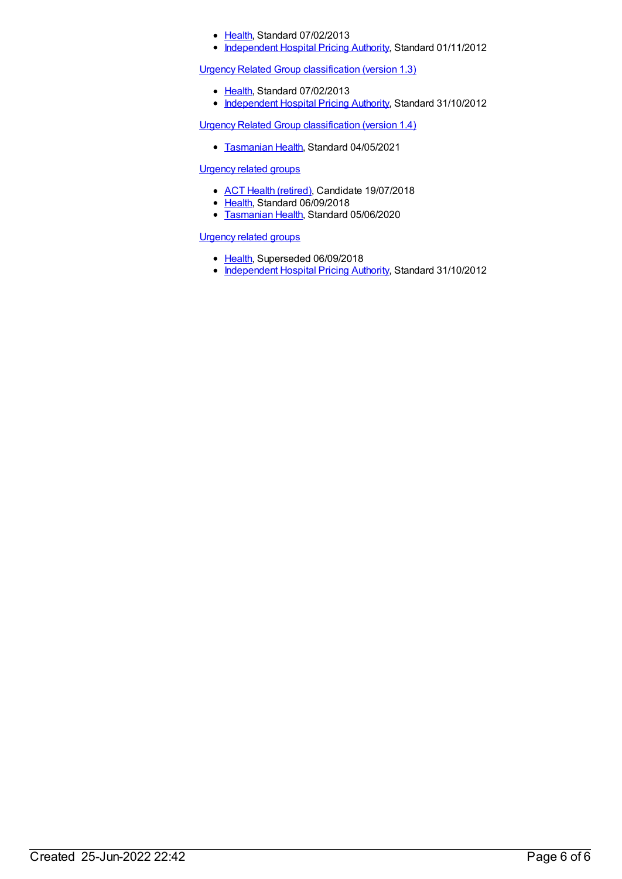- Health, Standard 07/02/2013
- Independent Hospital Pricing Authority, Standard 01/11/2012

Urgency Related Group classification (version 1.3)

- Health, Standard 07/02/2013
- Independent Hospital Pricing Authority, Standard 31/10/2012

Urgency Related Group classification (version 1.4)

- Tasmanian Health, Standard 04/05/2021

Urgency related groups

- ACT Health (retired), Candidate 19/07/2018
- Health, Standard 06/09/2018
- Tasmanian Health, Standard 05/06/2020

Urgency related groups

- Health, Superseded 06/09/2018
- Independent Hospital Pricing Authority, Standard 31/10/2012